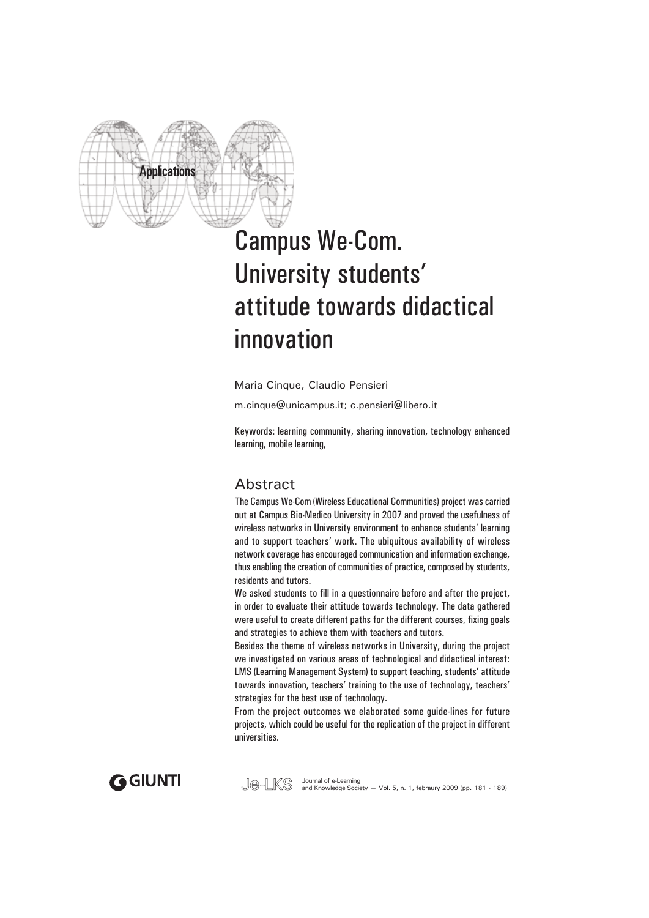Applications

# Campus We-Com. University students' attitude towards didactical innovation

Maria Cinque, Claudio Pensieri

m.cinque@unicampus.it; c.pensieri@libero.it

Keywords: learning community, sharing innovation, technology enhanced learning, mobile learning,

## Abstract

The Campus We-Com (Wireless Educational Communities) project was carried out at Campus Bio-Medico University in 2007 and proved the usefulness of wireless networks in University environment to enhance students' learning and to support teachers' work. The ubiquitous availability of wireless network coverage has encouraged communication and information exchange, thus enabling the creation of communities of practice, composed by students, residents and tutors.

We asked students to fill in a questionnaire before and after the project, in order to evaluate their attitude towards technology. The data gathered were useful to create different paths for the different courses, fixing goals and strategies to achieve them with teachers and tutors.

Besides the theme of wireless networks in University, during the project we investigated on various areas of technological and didactical interest: LMS (Learning Management System) to support teaching, students' attitude towards innovation, teachers' training to the use of technology, teachers' strategies for the best use of technology.

From the project outcomes we elaborated some guide-lines for future projects, which could be useful for the replication of the project in different universities.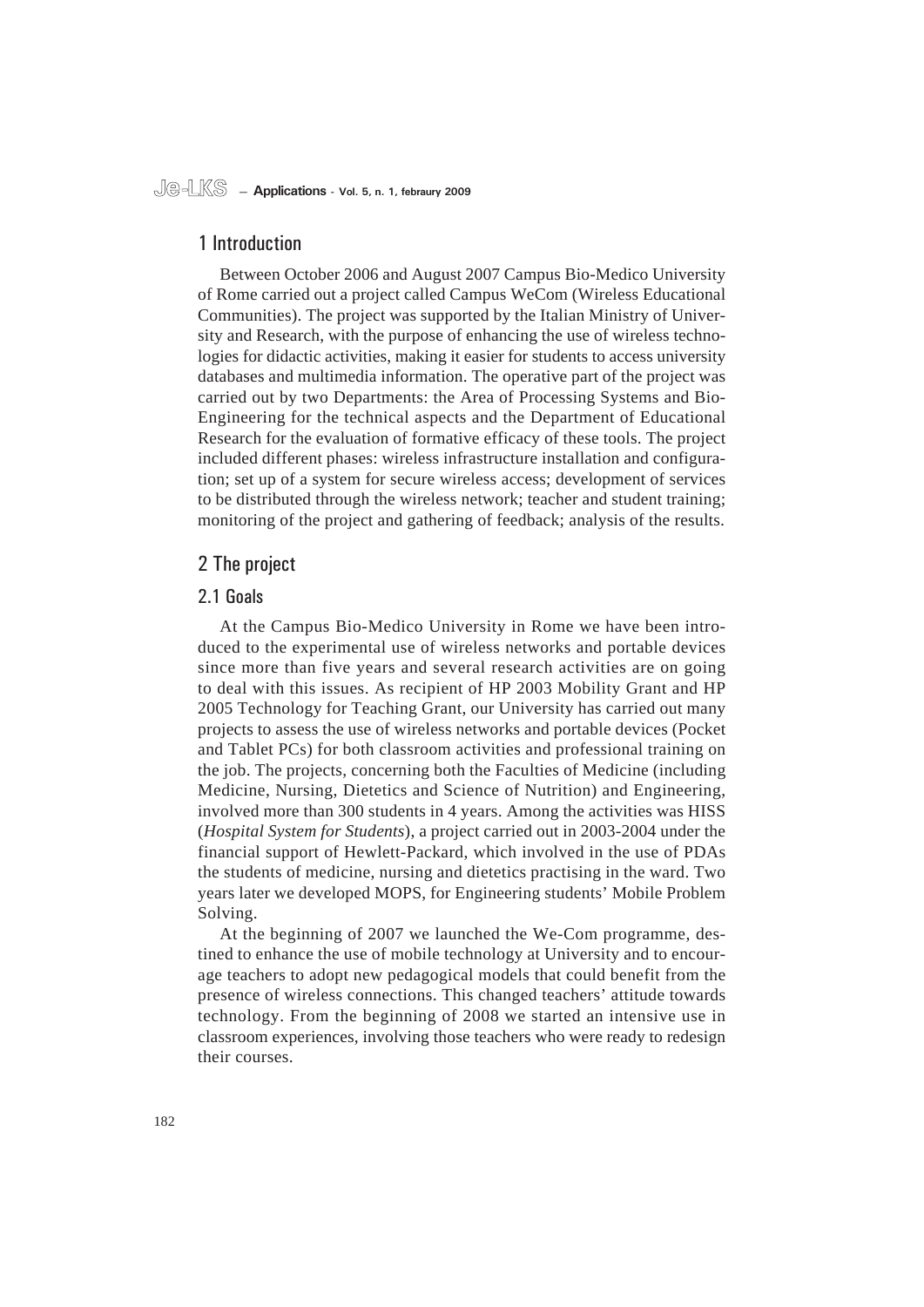# 1 Introduction

Between October 2006 and August 2007 Campus Bio-Medico University of Rome carried out a project called Campus WeCom (Wireless Educational Communities). The project was supported by the Italian Ministry of University and Research, with the purpose of enhancing the use of wireless technologies for didactic activities, making it easier for students to access university databases and multimedia information. The operative part of the project was carried out by two Departments: the Area of Processing Systems and Bio-Engineering for the technical aspects and the Department of Educational Research for the evaluation of formative efficacy of these tools. The project included different phases: wireless infrastructure installation and configuration; set up of a system for secure wireless access; development of services to be distributed through the wireless network; teacher and student training; monitoring of the project and gathering of feedback; analysis of the results.

# 2 The project

## 2.1 Goals

At the Campus Bio-Medico University in Rome we have been introduced to the experimental use of wireless networks and portable devices since more than five years and several research activities are on going to deal with this issues. As recipient of HP 2003 Mobility Grant and HP 2005 Technology for Teaching Grant, our University has carried out many projects to assess the use of wireless networks and portable devices (Pocket and Tablet PCs) for both classroom activities and professional training on the job. The projects, concerning both the Faculties of Medicine (including Medicine, Nursing, Dietetics and Science of Nutrition) and Engineering, involved more than 300 students in 4 years. Among the activities was HISS (*Hospital System for Students*), a project carried out in 2003-2004 under the financial support of Hewlett-Packard, which involved in the use of PDAs the students of medicine, nursing and dietetics practising in the ward. Two years later we developed MOPS, for Engineering students' Mobile Problem Solving.

At the beginning of 2007 we launched the We-Com programme, destined to enhance the use of mobile technology at University and to encourage teachers to adopt new pedagogical models that could benefit from the presence of wireless connections. This changed teachers' attitude towards technology. From the beginning of 2008 we started an intensive use in classroom experiences, involving those teachers who were ready to redesign their courses.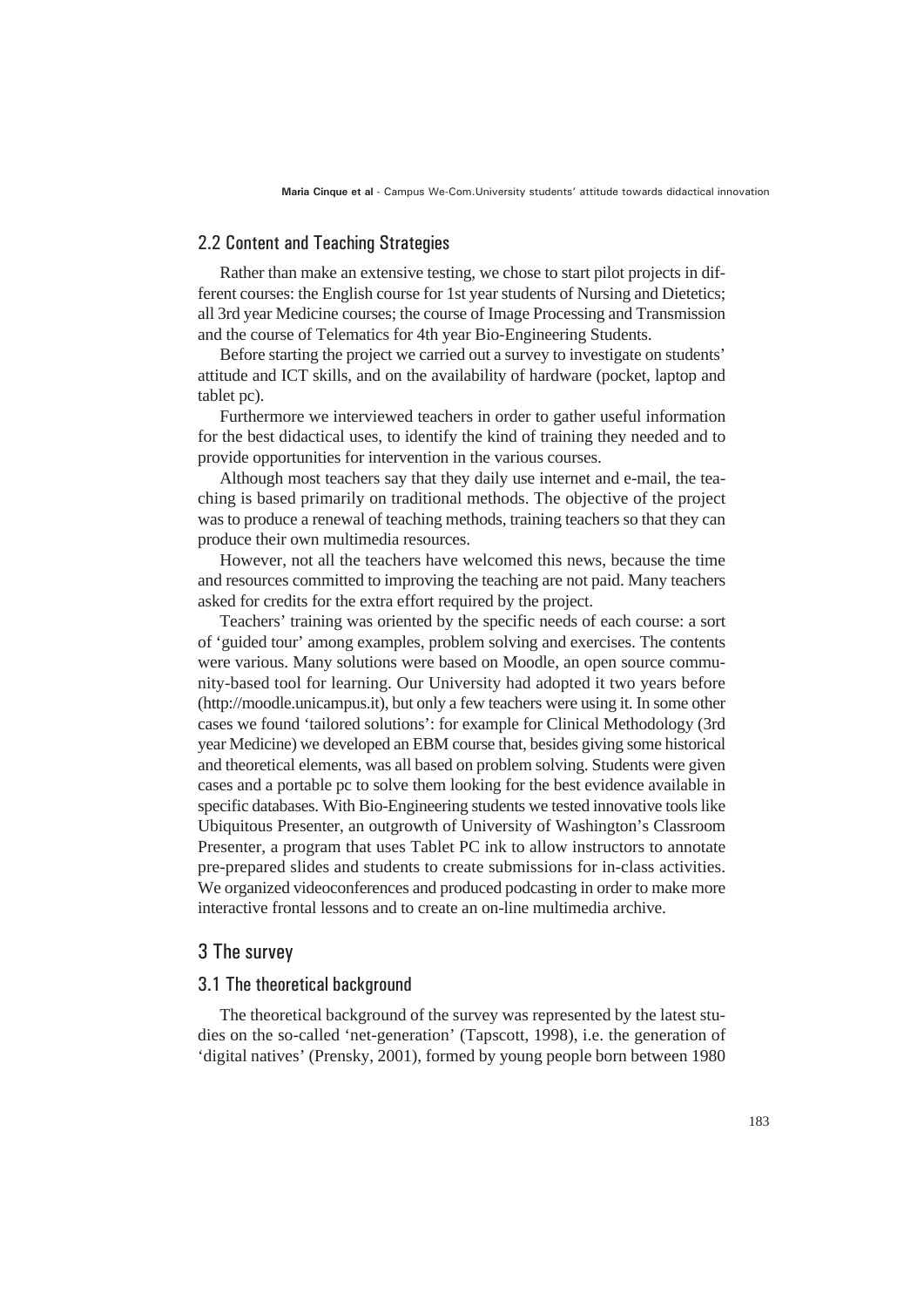## 2.2 Content and Teaching Strategies

Rather than make an extensive testing, we chose to start pilot projects in different courses: the English course for 1st year students of Nursing and Dietetics; all 3rd year Medicine courses; the course of Image Processing and Transmission and the course of Telematics for 4th year Bio-Engineering Students.

Before starting the project we carried out a survey to investigate on students' attitude and ICT skills, and on the availability of hardware (pocket, laptop and tablet pc).

Furthermore we interviewed teachers in order to gather useful information for the best didactical uses, to identify the kind of training they needed and to provide opportunities for intervention in the various courses.

Although most teachers say that they daily use internet and e-mail, the teaching is based primarily on traditional methods. The objective of the project was to produce a renewal of teaching methods, training teachers so that they can produce their own multimedia resources.

However, not all the teachers have welcomed this news, because the time and resources committed to improving the teaching are not paid. Many teachers asked for credits for the extra effort required by the project.

Teachers' training was oriented by the specific needs of each course: a sort of 'guided tour' among examples, problem solving and exercises. The contents were various. Many solutions were based on Moodle, an open source community-based tool for learning. Our University had adopted it two years before (http://moodle.unicampus.it), but only a few teachers were using it. In some other cases we found 'tailored solutions': for example for Clinical Methodology (3rd year Medicine) we developed an EBM course that, besides giving some historical and theoretical elements, was all based on problem solving. Students were given cases and a portable pc to solve them looking for the best evidence available in specific databases. With Bio-Engineering students we tested innovative tools like Ubiquitous Presenter, an outgrowth of University of Washington's Classroom Presenter, a program that uses Tablet PC ink to allow instructors to annotate pre-prepared slides and students to create submissions for in-class activities. We organized videoconferences and produced podcasting in order to make more interactive frontal lessons and to create an on-line multimedia archive.

# 3 The survey

## 3.1 The theoretical background

The theoretical background of the survey was represented by the latest studies on the so-called 'net-generation' (Tapscott, 1998), i.e. the generation of 'digital natives' (Prensky, 2001), formed by young people born between 1980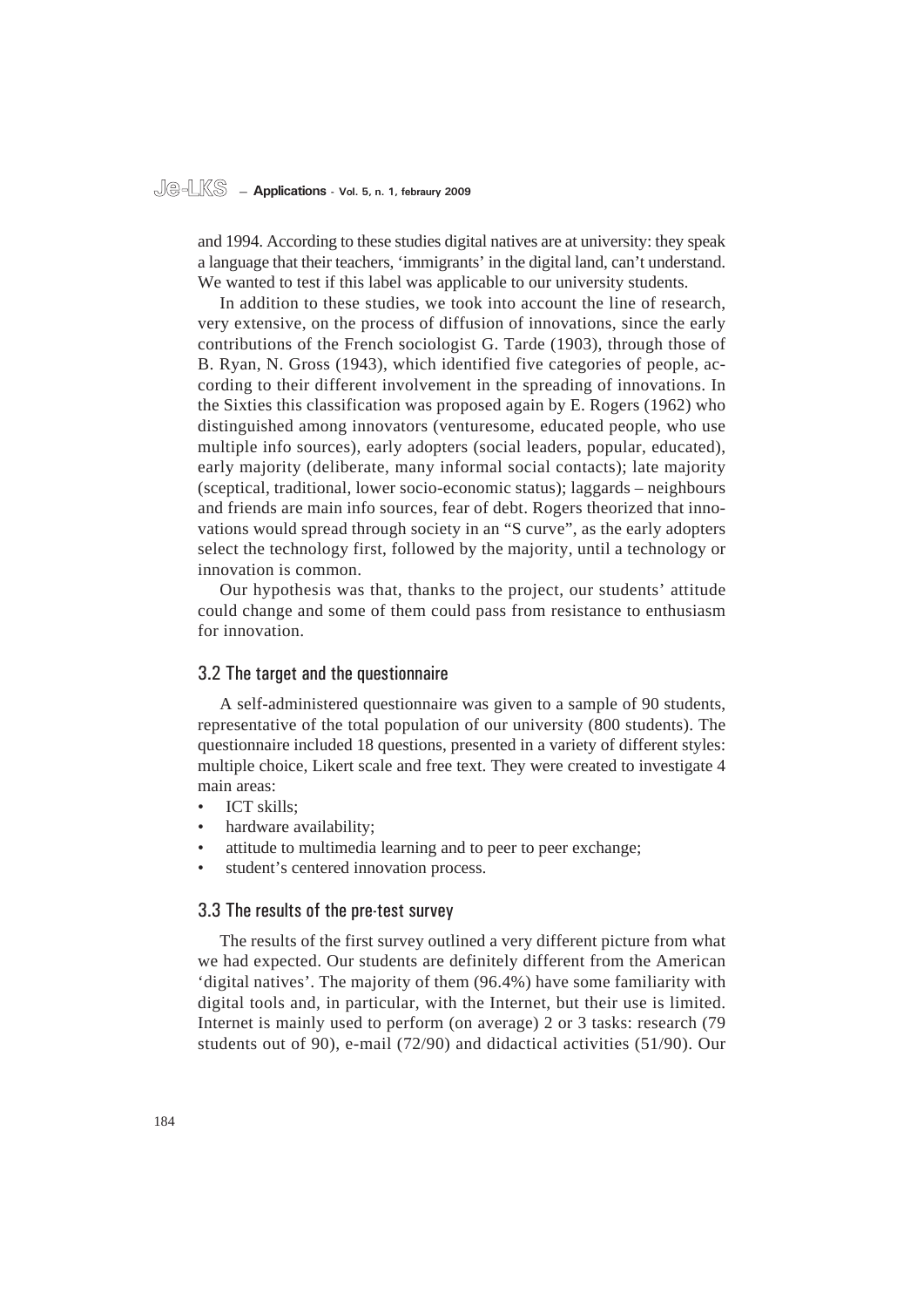and 1994. According to these studies digital natives are at university: they speak a language that their teachers, 'immigrants' in the digital land, can't understand. We wanted to test if this label was applicable to our university students.

In addition to these studies, we took into account the line of research, very extensive, on the process of diffusion of innovations, since the early contributions of the French sociologist G. Tarde (1903), through those of B. Ryan, N. Gross (1943), which identified five categories of people, according to their different involvement in the spreading of innovations. In the Sixties this classification was proposed again by E. Rogers (1962) who distinguished among innovators (venturesome, educated people, who use multiple info sources), early adopters (social leaders, popular, educated), early majority (deliberate, many informal social contacts); late majority (sceptical, traditional, lower socio-economic status); laggards – neighbours and friends are main info sources, fear of debt. Rogers theorized that innovations would spread through society in an "S curve", as the early adopters select the technology first, followed by the majority, until a technology or innovation is common.

Our hypothesis was that, thanks to the project, our students' attitude could change and some of them could pass from resistance to enthusiasm for innovation.

### 3.2 The target and the questionnaire

A self-administered questionnaire was given to a sample of 90 students, representative of the total population of our university (800 students). The questionnaire included 18 questions, presented in a variety of different styles: multiple choice, Likert scale and free text. They were created to investigate 4 main areas:

- ICT skills;
- hardware availability;
- attitude to multimedia learning and to peer to peer exchange;
- student's centered innovation process.

### 3.3 The results of the pre-test survey

The results of the first survey outlined a very different picture from what we had expected. Our students are definitely different from the American 'digital natives'. The majority of them (96.4%) have some familiarity with digital tools and, in particular, with the Internet, but their use is limited. Internet is mainly used to perform (on average) 2 or 3 tasks: research (79 students out of 90), e-mail (72/90) and didactical activities (51/90). Our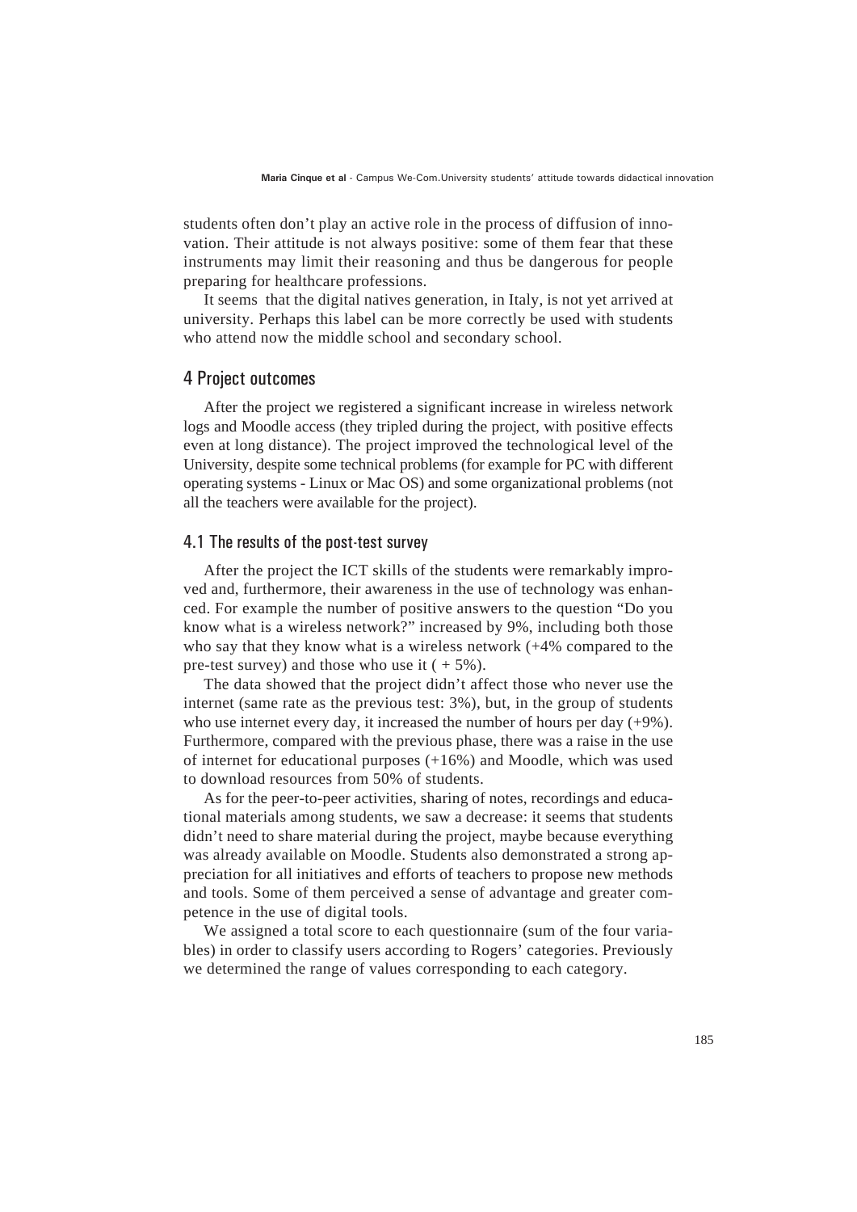students often don't play an active role in the process of diffusion of innovation. Their attitude is not always positive: some of them fear that these instruments may limit their reasoning and thus be dangerous for people preparing for healthcare professions.

It seems that the digital natives generation, in Italy, is not yet arrived at university. Perhaps this label can be more correctly be used with students who attend now the middle school and secondary school.

## 4 Project outcomes

After the project we registered a significant increase in wireless network logs and Moodle access (they tripled during the project, with positive effects even at long distance). The project improved the technological level of the University, despite some technical problems (for example for PC with different operating systems - Linux or Mac OS) and some organizational problems (not all the teachers were available for the project).

### 4.1 The results of the post-test survey

After the project the ICT skills of the students were remarkably improved and, furthermore, their awareness in the use of technology was enhanced. For example the number of positive answers to the question "Do you know what is a wireless network?" increased by 9%, including both those who say that they know what is a wireless network (+4% compared to the pre-test survey) and those who use it ( + 5%).

The data showed that the project didn't affect those who never use the internet (same rate as the previous test: 3%), but, in the group of students who use internet every day, it increased the number of hours per day (+9%). Furthermore, compared with the previous phase, there was a raise in the use of internet for educational purposes (+16%) and Moodle, which was used to download resources from 50% of students.

As for the peer-to-peer activities, sharing of notes, recordings and educational materials among students, we saw a decrease: it seems that students didn't need to share material during the project, maybe because everything was already available on Moodle. Students also demonstrated a strong appreciation for all initiatives and efforts of teachers to propose new methods and tools. Some of them perceived a sense of advantage and greater competence in the use of digital tools.

We assigned a total score to each questionnaire (sum of the four variables) in order to classify users according to Rogers' categories. Previously we determined the range of values corresponding to each category.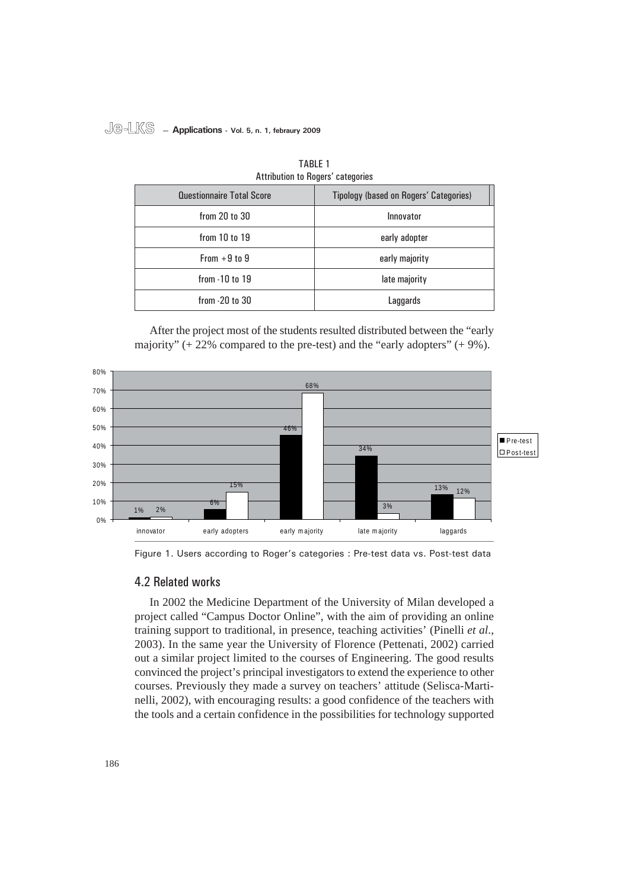TABLE 1
Attribution to Rogers' categories

| Questionnaire Total Score | Tipology (based on Rogers' Categories) |
|---|---|
| from 20 to 30 | Innovator |
| from 10 to 19 | early adopter |
| From +9 to 9 | early majority |
| from -10 to 19 | late majority |
| from -20 to 30 | Laggards |

After the project most of the students resulted distributed between the "early majority" (+ 22% compared to the pre-test) and the "early adopters" (+ 9%).

| | innovator | early adopters | early majority | late majority | laggards |
|---|---|---|---|---|---|
| Pre-test | 1% | 6% | 46% | 34% | 13% |
| Post-test | 2% | 15% | 68% | 3% | 12% |

Figure 1. Users according to Roger's categories : Pre-test data vs. Post-test data

## 4.2 Related works

In 2002 the Medicine Department of the University of Milan developed a project called "Campus Doctor Online", with the aim of providing an online training support to traditional, in presence, teaching activities' (Pinelli *et al.*, 2003). In the same year the University of Florence (Pettenati, 2002) carried out a similar project limited to the courses of Engineering. The good results convinced the project's principal investigators to extend the experience to other courses. Previously they made a survey on teachers' attitude (Selisca-Martinelli, 2002), with encouraging results: a good confidence of the teachers with the tools and a certain confidence in the possibilities for technology supported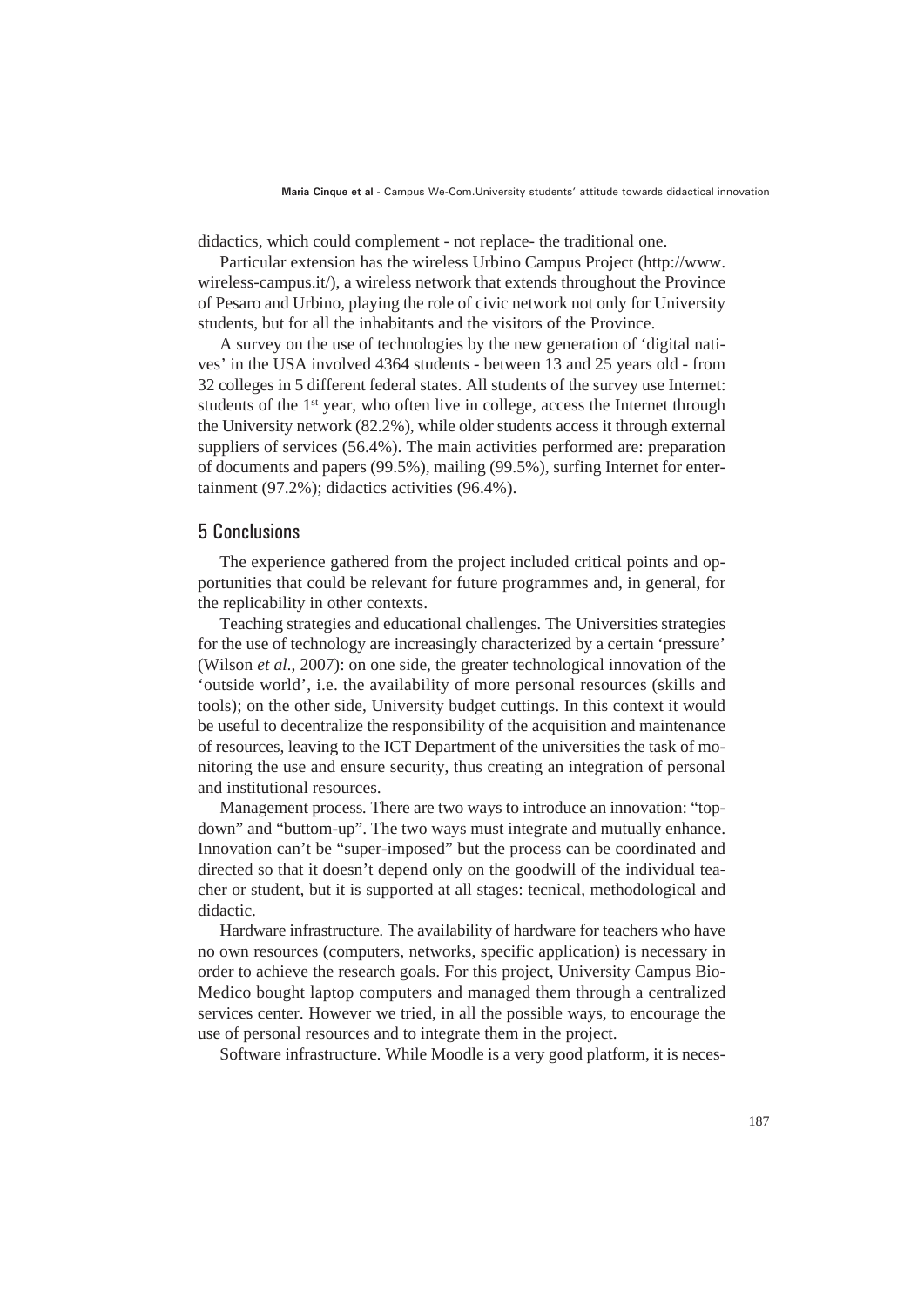didactics, which could complement - not replace- the traditional one.

Particular extension has the wireless Urbino Campus Project (http://www.wireless-campus.it/), a wireless network that extends throughout the Province of Pesaro and Urbino, playing the role of civic network not only for University students, but for all the inhabitants and the visitors of the Province.

A survey on the use of technologies by the new generation of 'digital natives' in the USA involved 4364 students - between 13 and 25 years old - from 32 colleges in 5 different federal states. All students of the survey use Internet: students of the 1st year, who often live in college, access the Internet through the University network (82.2%), while older students access it through external suppliers of services (56.4%). The main activities performed are: preparation of documents and papers (99.5%), mailing (99.5%), surfing Internet for entertainment (97.2%); didactics activities (96.4%).

## 5 Conclusions

The experience gathered from the project included critical points and opportunities that could be relevant for future programmes and, in general, for the replicability in other contexts.

Teaching strategies and educational challenges. The Universities strategies for the use of technology are increasingly characterized by a certain 'pressure' (Wilson *et al.*, 2007): on one side, the greater technological innovation of the 'outside world', i.e. the availability of more personal resources (skills and tools); on the other side, University budget cuttings. In this context it would be useful to decentralize the responsibility of the acquisition and maintenance of resources, leaving to the ICT Department of the universities the task of monitoring the use and ensure security, thus creating an integration of personal and institutional resources.

Management process. There are two ways to introduce an innovation: "top-down" and "buttom-up". The two ways must integrate and mutually enhance. Innovation can't be "super-imposed" but the process can be coordinated and directed so that it doesn't depend only on the goodwill of the individual teacher or student, but it is supported at all stages: tecnical, methodological and didactic.

Hardware infrastructure. The availability of hardware for teachers who have no own resources (computers, networks, specific application) is necessary in order to achieve the research goals. For this project, University Campus Bio-Medico bought laptop computers and managed them through a centralized services center. However we tried, in all the possible ways, to encourage the use of personal resources and to integrate them in the project.

Software infrastructure. While Moodle is a very good platform, it is neces-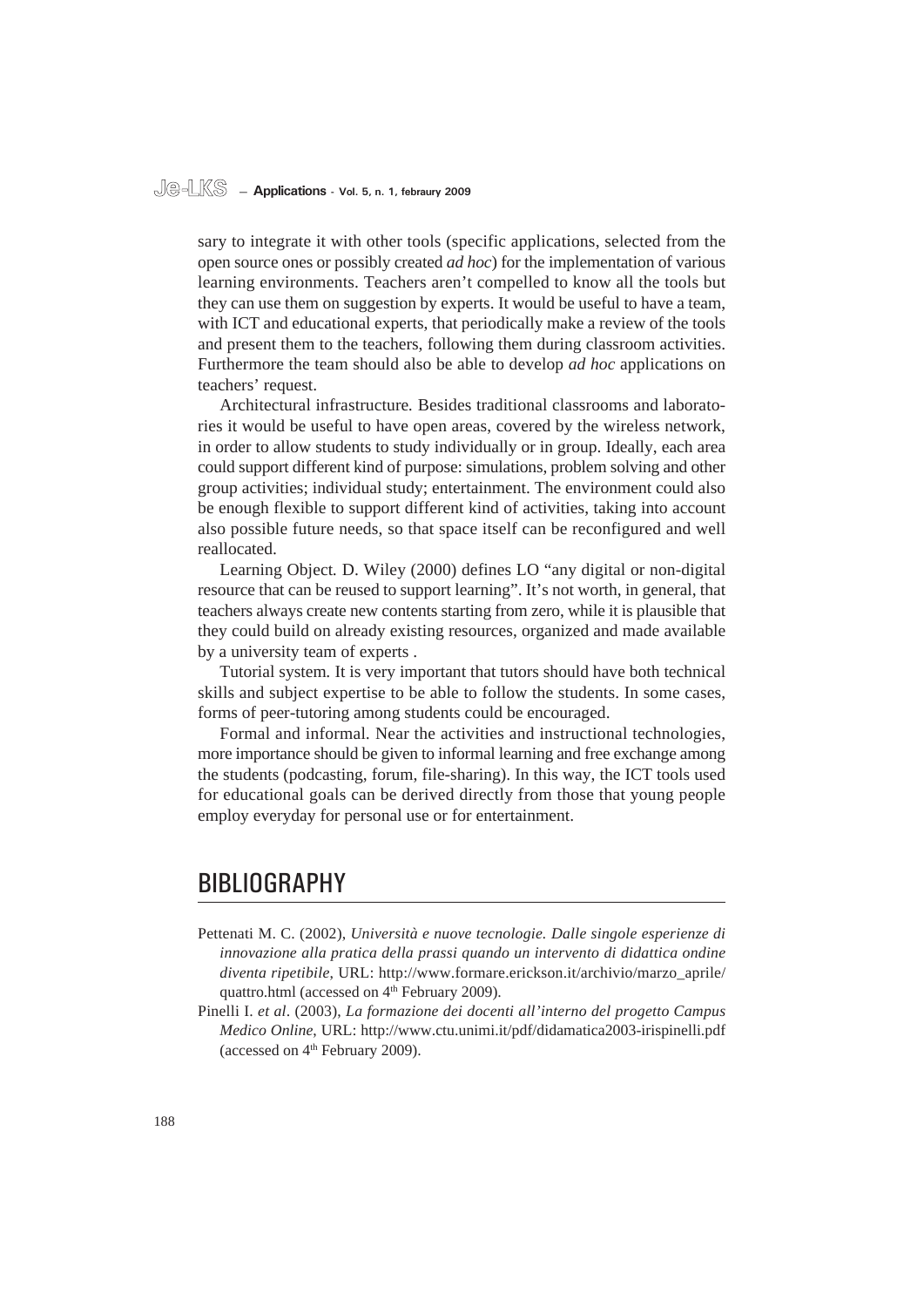sary to integrate it with other tools (specific applications, selected from the open source ones or possibly created *ad hoc*) for the implementation of various learning environments. Teachers aren't compelled to know all the tools but they can use them on suggestion by experts. It would be useful to have a team, with ICT and educational experts, that periodically make a review of the tools and present them to the teachers, following them during classroom activities. Furthermore the team should also be able to develop *ad hoc* applications on teachers' request.

Architectural infrastructure. Besides traditional classrooms and laboratories it would be useful to have open areas, covered by the wireless network, in order to allow students to study individually or in group. Ideally, each area could support different kind of purpose: simulations, problem solving and other group activities; individual study; entertainment. The environment could also be enough flexible to support different kind of activities, taking into account also possible future needs, so that space itself can be reconfigured and well reallocated.

Learning Object. D. Wiley (2000) defines LO "any digital or non-digital resource that can be reused to support learning". It's not worth, in general, that teachers always create new contents starting from zero, while it is plausible that they could build on already existing resources, organized and made available by a university team of experts .

Tutorial system. It is very important that tutors should have both technical skills and subject expertise to be able to follow the students. In some cases, forms of peer-tutoring among students could be encouraged.

Formal and informal. Near the activities and instructional technologies, more importance should be given to informal learning and free exchange among the students (podcasting, forum, file-sharing). In this way, the ICT tools used for educational goals can be derived directly from those that young people employ everyday for personal use or for entertainment.

## BIBLIOGRAPHY

Pettenati M. C. (2002), *Università e nuove tecnologie. Dalle singole esperienze di innovazione alla pratica della prassi quando un intervento di didattica ondine diventa ripetibile*, URL: http://www.formare.erickson.it/archivio/marzo_aprile/quattro.html (accessed on 4th February 2009).

Pinelli I. *et al*. (2003), *La formazione dei docenti all'interno del progetto Campus Medico Online*, URL: http://www.ctu.unimi.it/pdf/didamatica2003-irispinelli.pdf (accessed on 4th February 2009).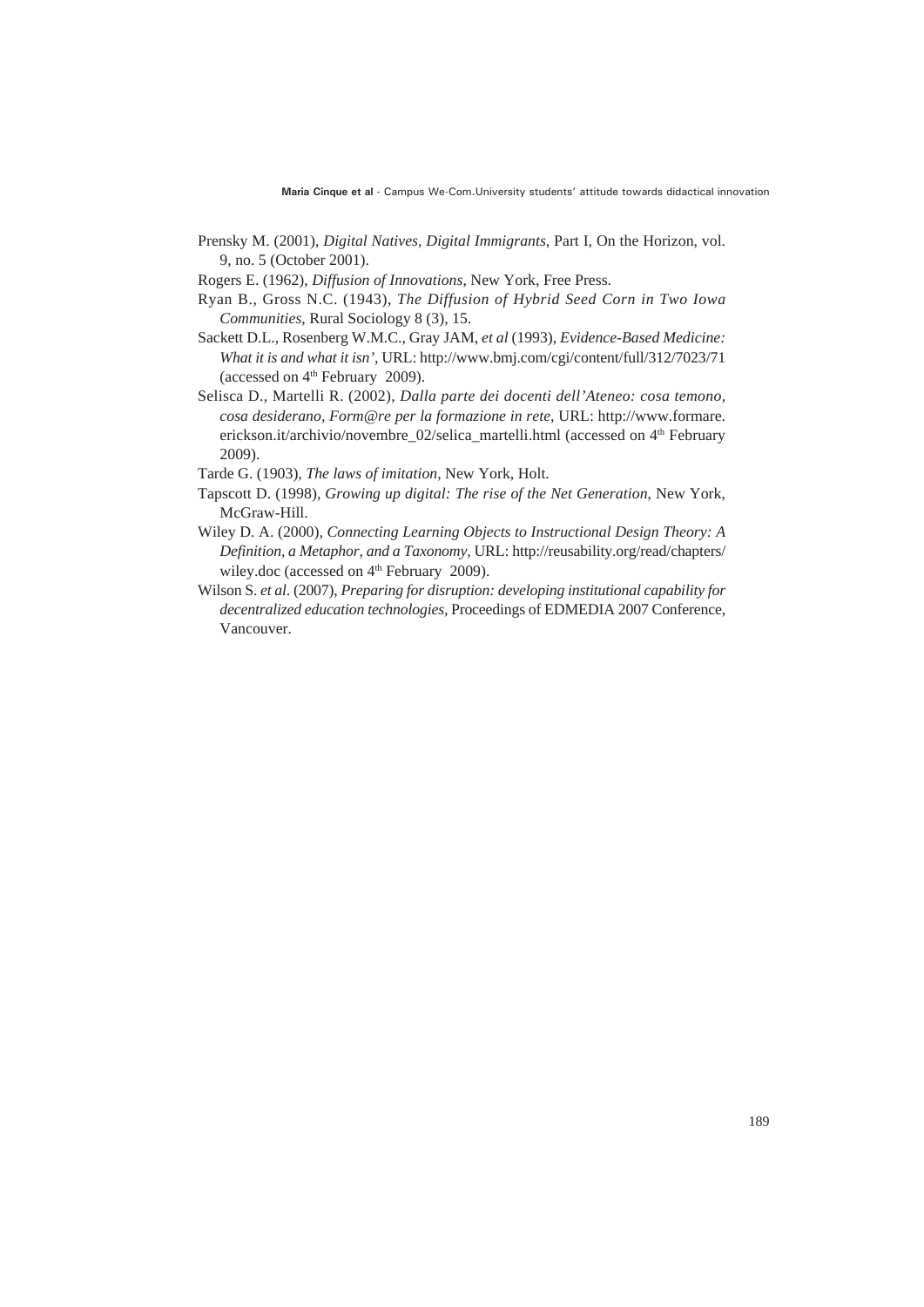Prensky M. (2001), *Digital Natives, Digital Immigrants*, Part I, On the Horizon, vol. 9, no. 5 (October 2001).

Rogers E. (1962), *Diffusion of Innovations*, New York, Free Press.

Ryan B., Gross N.C. (1943), *The Diffusion of Hybrid Seed Corn in Two Iowa Communities*, Rural Sociology 8 (3), 15.

Sackett D.L., Rosenberg W.M.C., Gray JAM, *et al* (1993), *Evidence-Based Medicine: What it is and what it isn'*, URL: http://www.bmj.com/cgi/content/full/312/7023/71 (accessed on 4th February 2009).

Selisca D., Martelli R. (2002), *Dalla parte dei docenti dell'Ateneo: cosa temono, cosa desiderano*, *Form@re per la formazione in rete*, URL: http://www.formare.erickson.it/archivio/novembre_02/selica_martelli.html (accessed on 4th February 2009).

Tarde G. (1903), *The laws of imitation*, New York, Holt.

Tapscott D. (1998), *Growing up digital: The rise of the Net Generation*, New York, McGraw-Hill.

Wiley D. A. (2000), *Connecting Learning Objects to Instructional Design Theory: A Definition, a Metaphor, and a Taxonomy*, URL: http://reusability.org/read/chapters/wiley.doc (accessed on 4th February 2009).

Wilson S. *et al*. (2007), *Preparing for disruption: developing institutional capability for decentralized education technologies*, Proceedings of EDMEDIA 2007 Conference, Vancouver.